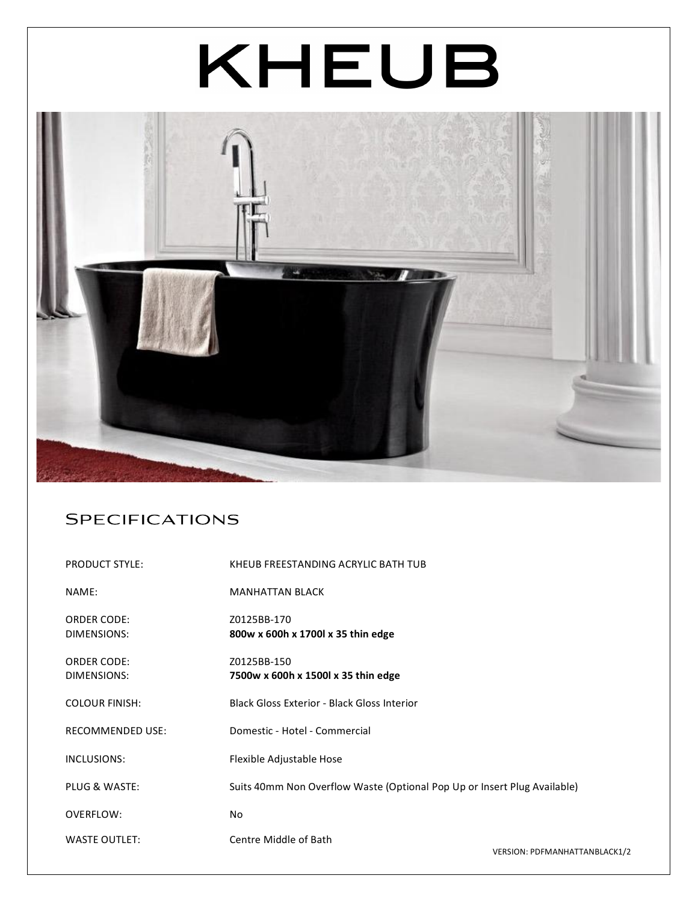# KHEUB

## Specifications

| | |
|---|---|
| PRODUCT STYLE: | KHEUB FREESTANDING ACRYLIC BATH TUB |
| NAME: | MANHATTAN BLACK |
| ORDER CODE: | Z0125BB-170 |
| DIMENSIONS: | **800w x 600h x 1700l x 35 thin edge** |
| ORDER CODE: | Z0125BB-150 |
| DIMENSIONS: | **7500w x 600h x 1500l x 35 thin edge** |
| COLOUR FINISH: | Black Gloss Exterior - Black Gloss Interior |
| RECOMMENDED USE: | Domestic - Hotel - Commercial |
| INCLUSIONS: | Flexible Adjustable Hose |
| PLUG & WASTE: | Suits 40mm Non Overflow Waste (Optional Pop Up or Insert Plug Available) |
| OVERFLOW: | No |
| WASTE OUTLET: | Centre Middle of Bath |

VERSION: PDFMANHATTANBLACK1/2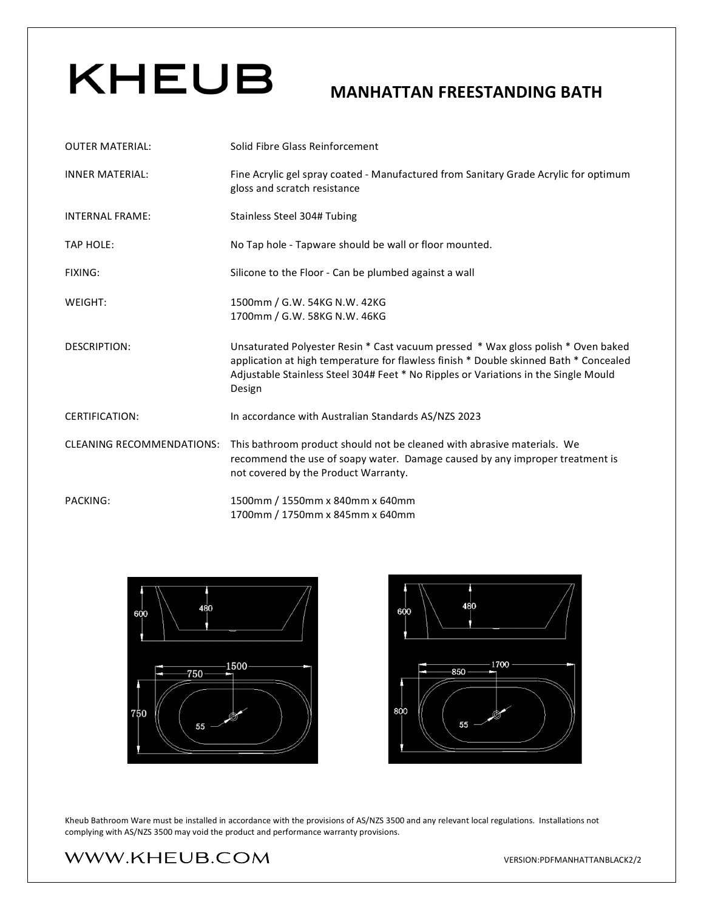# KHEUB

## MANHATTAN FREESTANDING BATH

| | |
|---|---|
| OUTER MATERIAL: | Solid Fibre Glass Reinforcement |
| INNER MATERIAL: | Fine Acrylic gel spray coated - Manufactured from Sanitary Grade Acrylic for optimum gloss and scratch resistance |
| INTERNAL FRAME: | Stainless Steel 304# Tubing |
| TAP HOLE: | No Tap hole - Tapware should be wall or floor mounted. |
| FIXING: | Silicone to the Floor - Can be plumbed against a wall |
| WEIGHT: | 1500mm / G.W. 54KG N.W. 42KG<br>1700mm / G.W. 58KG N.W. 46KG |
| DESCRIPTION: | Unsaturated Polyester Resin * Cast vacuum pressed * Wax gloss polish * Oven baked application at high temperature for flawless finish * Double skinned Bath * Concealed Adjustable Stainless Steel 304# Feet * No Ripples or Variations in the Single Mould Design |
| CERTIFICATION: | In accordance with Australian Standards AS/NZS 2023 |
| CLEANING RECOMMENDATIONS: | This bathroom product should not be cleaned with abrasive materials. We recommend the use of soapy water. Damage caused by any improper treatment is not covered by the Product Warranty. |
| PACKING: | 1500mm / 1550mm x 840mm x 640mm<br>1700mm / 1750mm x 845mm x 640mm |

600
480
1500
750
750
55

600
480
1700
850
800
55

Kheub Bathroom Ware must be installed in accordance with the provisions of AS/NZS 3500 and any relevant local regulations. Installations not complying with AS/NZS 3500 may void the product and performance warranty provisions.

WWW.KHEUB.COM

VERSION:PDFMANHATTANBLACK2/2